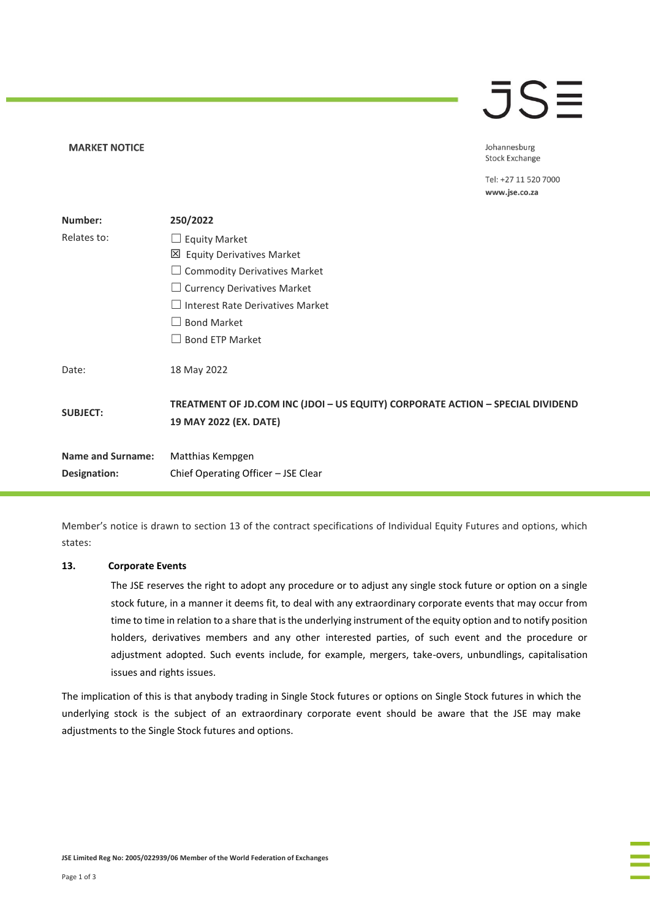**MARKET NOTICE**

Johannesburg
Stock Exchange

Tel: +27 11 520 7000
**www.jse.co.za**

| | |
|---|---|
| **Number:** | **250/2022** |
| Relates to: | ☐ Equity Market<br>☒ Equity Derivatives Market<br>☐ Commodity Derivatives Market<br>☐ Currency Derivatives Market<br>☐ Interest Rate Derivatives Market<br>☐ Bond Market<br>☐ Bond ETP Market |
| Date: | 18 May 2022 |
| **SUBJECT:** | **TREATMENT OF JD.COM INC (JDOI – US EQUITY) CORPORATE ACTION – SPECIAL DIVIDEND 19 MAY 2022 (EX. DATE)** |
| **Name and Surname:** | Matthias Kempgen |
| **Designation:** | Chief Operating Officer – JSE Clear |

Member's notice is drawn to section 13 of the contract specifications of Individual Equity Futures and options, which states:

**13. Corporate Events**

The JSE reserves the right to adopt any procedure or to adjust any single stock future or option on a single stock future, in a manner it deems fit, to deal with any extraordinary corporate events that may occur from time to time in relation to a share that is the underlying instrument of the equity option and to notify position holders, derivatives members and any other interested parties, of such event and the procedure or adjustment adopted. Such events include, for example, mergers, take-overs, unbundlings, capitalisation issues and rights issues.

The implication of this is that anybody trading in Single Stock futures or options on Single Stock futures in which the underlying stock is the subject of an extraordinary corporate event should be aware that the JSE may make adjustments to the Single Stock futures and options.

**JSE Limited Reg No: 2005/022939/06 Member of the World Federation of Exchanges**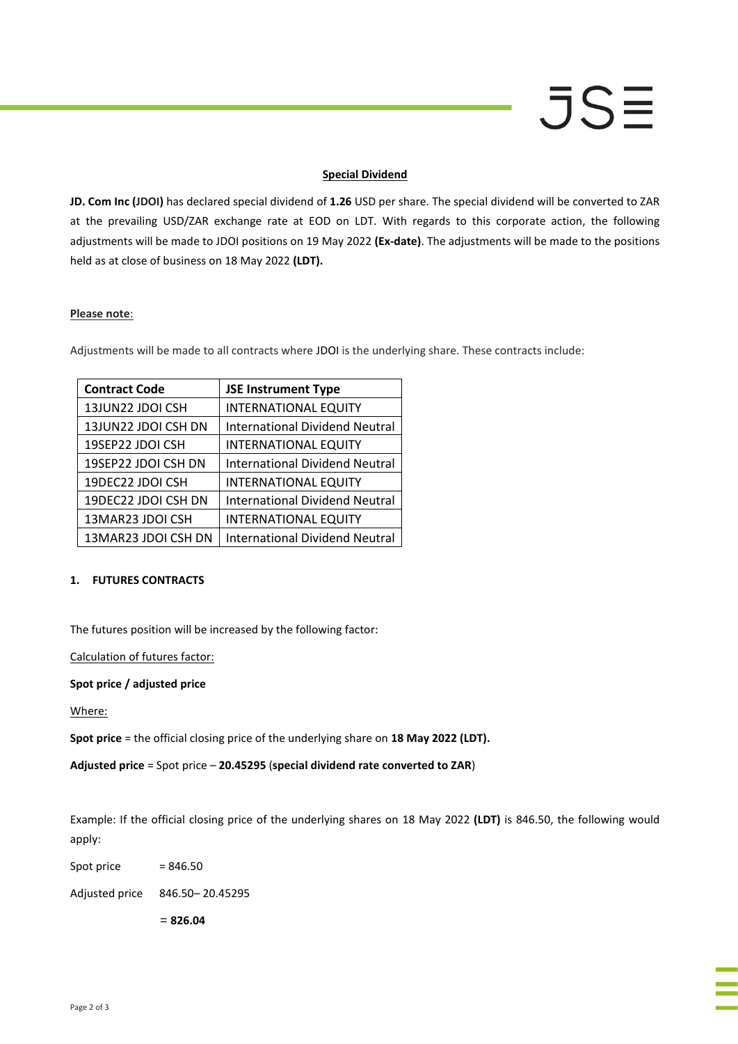**Special Dividend**

**JD. Com Inc (JDOI)** has declared special dividend of **1.26** USD per share. The special dividend will be converted to ZAR at the prevailing USD/ZAR exchange rate at EOD on LDT. With regards to this corporate action, the following adjustments will be made to JDOI positions on 19 May 2022 **(Ex-date)**. The adjustments will be made to the positions held as at close of business on 18 May 2022 **(LDT).**

**Please note**:

Adjustments will be made to all contracts where JDOI is the underlying share. These contracts include:

| **Contract Code** | **JSE Instrument Type** |
|---|---|
| 13JUN22 JDOI CSH | INTERNATIONAL EQUITY |
| 13JUN22 JDOI CSH DN | International Dividend Neutral |
| 19SEP22 JDOI CSH | INTERNATIONAL EQUITY |
| 19SEP22 JDOI CSH DN | International Dividend Neutral |
| 19DEC22 JDOI CSH | INTERNATIONAL EQUITY |
| 19DEC22 JDOI CSH DN | International Dividend Neutral |
| 13MAR23 JDOI CSH | INTERNATIONAL EQUITY |
| 13MAR23 JDOI CSH DN | International Dividend Neutral |

## 1. FUTURES CONTRACTS

The futures position will be increased by the following factor:

Calculation of futures factor:

**Spot price / adjusted price**

Where:

**Spot price** = the official closing price of the underlying share on **18 May 2022 (LDT).**

**Adjusted price** = Spot price – **20.45295** (**special dividend rate converted to ZAR**)

Example: If the official closing price of the underlying shares on 18 May 2022 **(LDT)** is 846.50, the following would apply:

Spot price = 846.50

Adjusted price 846.50– 20.45295

= **826.04**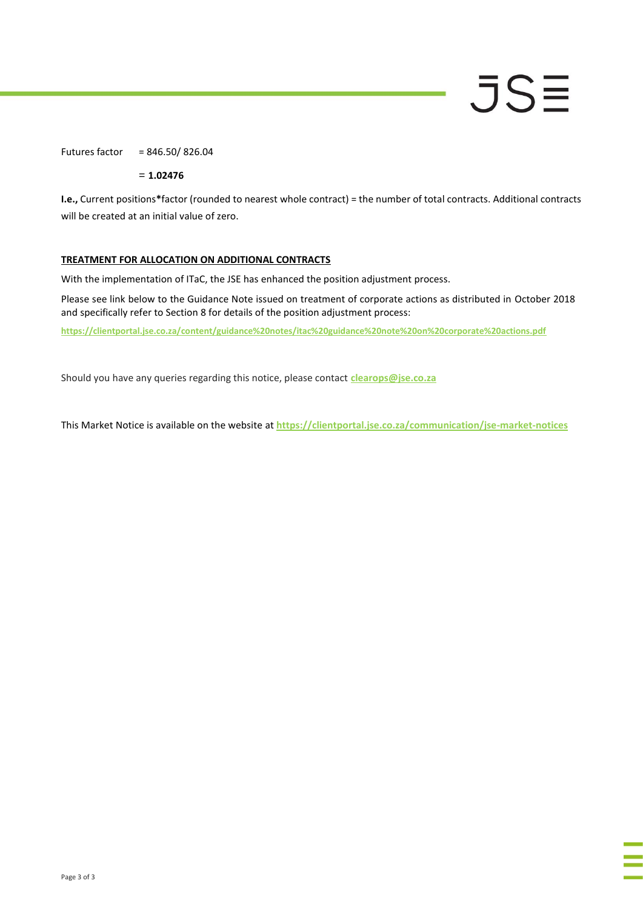Futures factor = 846.50/ 826.04

= **1.02476**

**I.e.,** Current positions*factor (rounded to nearest whole contract) = the number of total contracts. Additional contracts will be created at an initial value of zero.

**TREATMENT FOR ALLOCATION ON ADDITIONAL CONTRACTS**

With the implementation of ITaC, the JSE has enhanced the position adjustment process.

Please see link below to the Guidance Note issued on treatment of corporate actions as distributed in October 2018 and specifically refer to Section 8 for details of the position adjustment process:

**https://clientportal.jse.co.za/content/guidance%20notes/itac%20guidance%20note%20on%20corporate%20actions.pdf**

Should you have any queries regarding this notice, please contact **clearops@jse.co.za**

This Market Notice is available on the website at **https://clientportal.jse.co.za/communication/jse-market-notices**